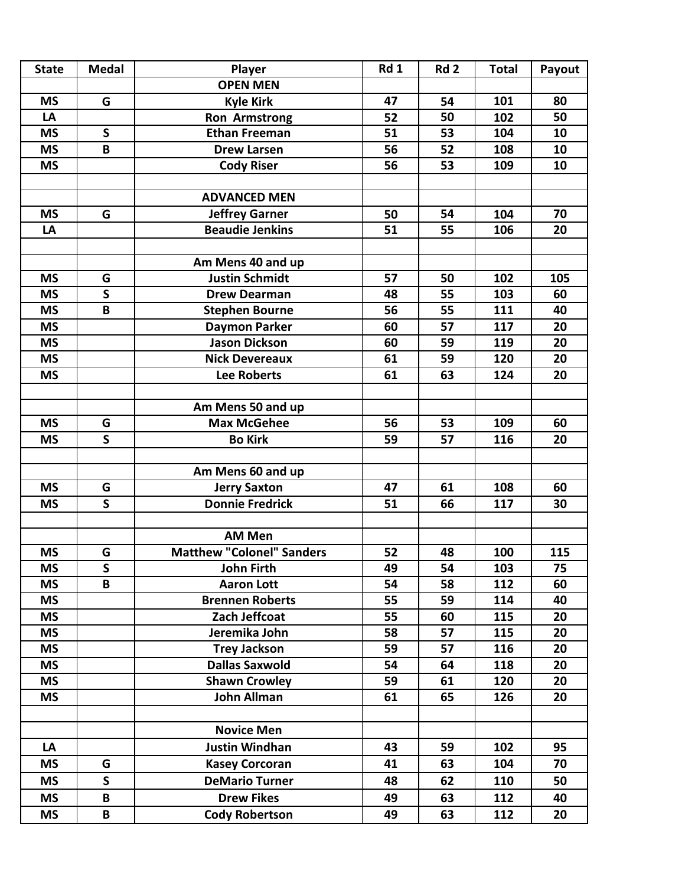| State | Medal | Player | Rd 1 | Rd 2 | Total | Payout |
|---|---|---|---|---|---|---|
| | | **OPEN MEN** | | | | |
| MS | G | Kyle Kirk | 47 | 54 | 101 | 80 |
| LA | | Ron Armstrong | 52 | 50 | 102 | 50 |
| MS | S | Ethan Freeman | 51 | 53 | 104 | 10 |
| MS | B | Drew Larsen | 56 | 52 | 108 | 10 |
| MS | | Cody Riser | 56 | 53 | 109 | 10 |
| | | | | | | |
| | | **ADVANCED MEN** | | | | |
| MS | G | Jeffrey Garner | 50 | 54 | 104 | 70 |
| LA | | Beaudie Jenkins | 51 | 55 | 106 | 20 |
| | | | | | | |
| | | **Am Mens 40 and up** | | | | |
| MS | G | Justin Schmidt | 57 | 50 | 102 | 105 |
| MS | S | Drew Dearman | 48 | 55 | 103 | 60 |
| MS | B | Stephen Bourne | 56 | 55 | 111 | 40 |
| MS | | Daymon Parker | 60 | 57 | 117 | 20 |
| MS | | Jason Dickson | 60 | 59 | 119 | 20 |
| MS | | Nick Devereaux | 61 | 59 | 120 | 20 |
| MS | | Lee Roberts | 61 | 63 | 124 | 20 |
| | | | | | | |
| | | **Am Mens 50 and up** | | | | |
| MS | G | Max McGehee | 56 | 53 | 109 | 60 |
| MS | S | Bo Kirk | 59 | 57 | 116 | 20 |
| | | | | | | |
| | | **Am Mens 60 and up** | | | | |
| MS | G | Jerry Saxton | 47 | 61 | 108 | 60 |
| MS | S | Donnie Fredrick | 51 | 66 | 117 | 30 |
| | | | | | | |
| | | **AM Men** | | | | |
| MS | G | Matthew "Colonel" Sanders | 52 | 48 | 100 | 115 |
| MS | S | John Firth | 49 | 54 | 103 | 75 |
| MS | B | Aaron Lott | 54 | 58 | 112 | 60 |
| MS | | Brennen Roberts | 55 | 59 | 114 | 40 |
| MS | | Zach Jeffcoat | 55 | 60 | 115 | 20 |
| MS | | Jeremika John | 58 | 57 | 115 | 20 |
| MS | | Trey Jackson | 59 | 57 | 116 | 20 |
| MS | | Dallas Saxwold | 54 | 64 | 118 | 20 |
| MS | | Shawn Crowley | 59 | 61 | 120 | 20 |
| MS | | John Allman | 61 | 65 | 126 | 20 |
| | | | | | | |
| | | **Novice Men** | | | | |
| LA | | Justin Windhan | 43 | 59 | 102 | 95 |
| MS | G | Kasey Corcoran | 41 | 63 | 104 | 70 |
| MS | S | DeMario Turner | 48 | 62 | 110 | 50 |
| MS | B | Drew Fikes | 49 | 63 | 112 | 40 |
| MS | B | Cody Robertson | 49 | 63 | 112 | 20 |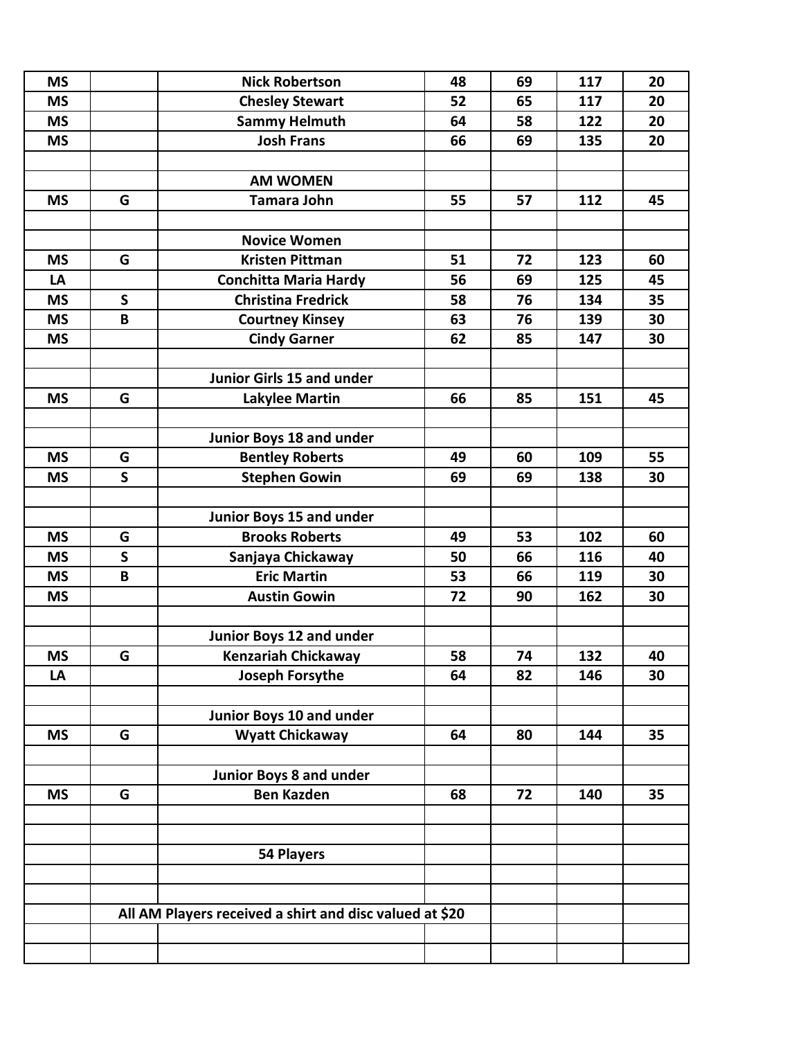| | | | | | | |
|---|---|---|---|---|---|---|
| MS | | Nick Robertson | 48 | 69 | 117 | 20 |
| MS | | Chesley Stewart | 52 | 65 | 117 | 20 |
| MS | | Sammy Helmuth | 64 | 58 | 122 | 20 |
| MS | | Josh Frans | 66 | 69 | 135 | 20 |
| | | | | | | |
| | | AM WOMEN | | | | |
| MS | G | Tamara John | 55 | 57 | 112 | 45 |
| | | | | | | |
| | | Novice Women | | | | |
| MS | G | Kristen Pittman | 51 | 72 | 123 | 60 |
| LA | | Conchitta Maria Hardy | 56 | 69 | 125 | 45 |
| MS | S | Christina Fredrick | 58 | 76 | 134 | 35 |
| MS | B | Courtney Kinsey | 63 | 76 | 139 | 30 |
| MS | | Cindy Garner | 62 | 85 | 147 | 30 |
| | | | | | | |
| | | Junior Girls 15 and under | | | | |
| MS | G | Lakylee Martin | 66 | 85 | 151 | 45 |
| | | | | | | |
| | | Junior Boys 18 and under | | | | |
| MS | G | Bentley Roberts | 49 | 60 | 109 | 55 |
| MS | S | Stephen Gowin | 69 | 69 | 138 | 30 |
| | | | | | | |
| | | Junior Boys 15 and under | | | | |
| MS | G | Brooks Roberts | 49 | 53 | 102 | 60 |
| MS | S | Sanjaya Chickaway | 50 | 66 | 116 | 40 |
| MS | B | Eric Martin | 53 | 66 | 119 | 30 |
| MS | | Austin Gowin | 72 | 90 | 162 | 30 |
| | | | | | | |
| | | Junior Boys 12 and under | | | | |
| MS | G | Kenzariah Chickaway | 58 | 74 | 132 | 40 |
| LA | | Joseph Forsythe | 64 | 82 | 146 | 30 |
| | | | | | | |
| | | Junior Boys 10 and under | | | | |
| MS | G | Wyatt Chickaway | 64 | 80 | 144 | 35 |
| | | | | | | |
| | | Junior Boys 8 and under | | | | |
| MS | G | Ben Kazden | 68 | 72 | 140 | 35 |
| | | | | | | |
| | | | | | | |
| | | 54 Players | | | | |
| | | | | | | |
| | | | | | | |
| | All AM Players received a shirt and disc valued at $20 | | | | | |
| | | | | | | |
| | | | | | | |